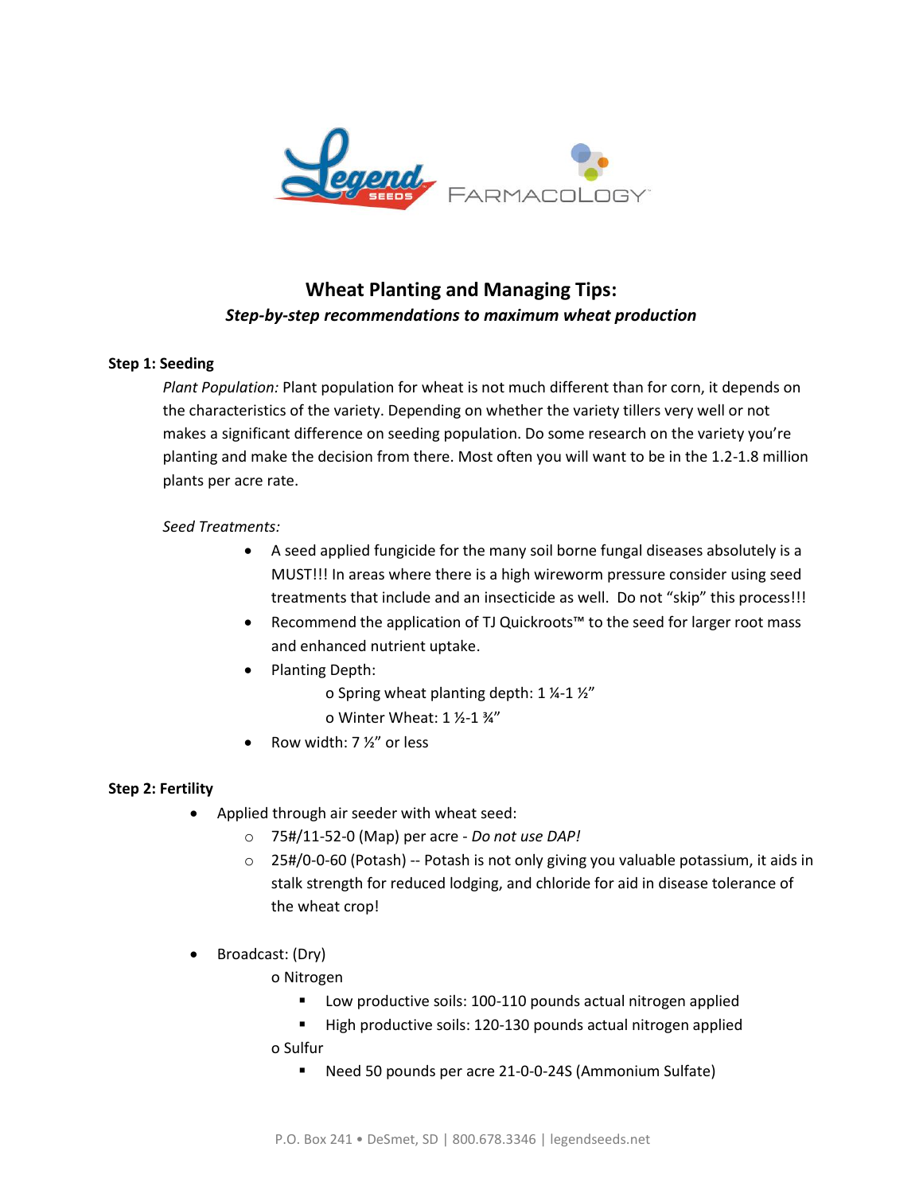# Wheat Planting and Managing Tips:

***Step-by-step recommendations to maximum wheat production***

**Step 1: Seeding**

*Plant Population:* Plant population for wheat is not much different than for corn, it depends on the characteristics of the variety. Depending on whether the variety tillers very well or not makes a significant difference on seeding population. Do some research on the variety you're planting and make the decision from there. Most often you will want to be in the 1.2-1.8 million plants per acre rate.

*Seed Treatments:*

- A seed applied fungicide for the many soil borne fungal diseases absolutely is a MUST!!! In areas where there is a high wireworm pressure consider using seed treatments that include and an insecticide as well. Do not "skip" this process!!!
- Recommend the application of TJ Quickroots™ to the seed for larger root mass and enhanced nutrient uptake.
- Planting Depth:
  - Spring wheat planting depth: 1 ¼-1 ½"
  - Winter Wheat: 1 ½-1 ¾"
- Row width: 7 ½" or less

**Step 2: Fertility**

- Applied through air seeder with wheat seed:
  - 75#/11-52-0 (Map) per acre - *Do not use DAP!*
  - 25#/0-0-60 (Potash) -- Potash is not only giving you valuable potassium, it aids in stalk strength for reduced lodging, and chloride for aid in disease tolerance of the wheat crop!
- Broadcast: (Dry)
  - Nitrogen
    - Low productive soils: 100-110 pounds actual nitrogen applied
    - High productive soils: 120-130 pounds actual nitrogen applied
  - Sulfur
    - Need 50 pounds per acre 21-0-0-24S (Ammonium Sulfate)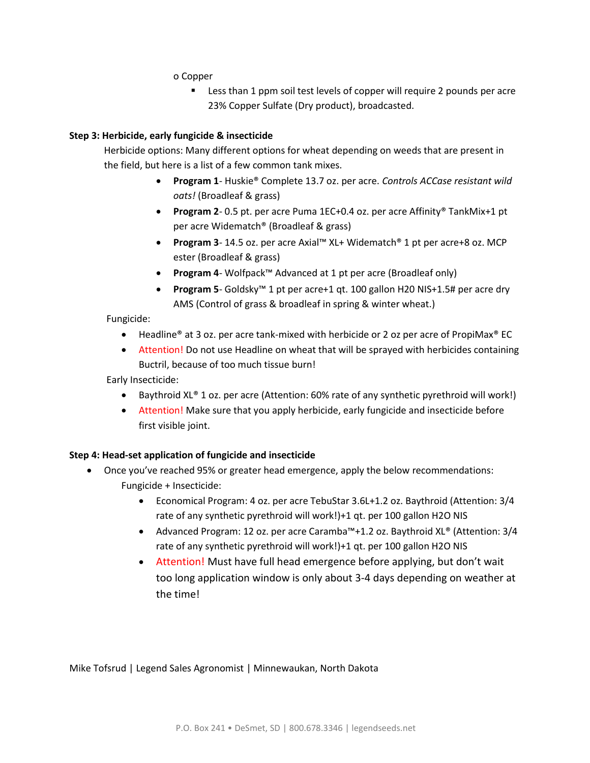- Copper
  - Less than 1 ppm soil test levels of copper will require 2 pounds per acre 23% Copper Sulfate (Dry product), broadcasted.

**Step 3: Herbicide, early fungicide & insecticide**

Herbicide options: Many different options for wheat depending on weeds that are present in the field, but here is a list of a few common tank mixes.

- **Program 1**- Huskie® Complete 13.7 oz. per acre. *Controls ACCase resistant wild oats!* (Broadleaf & grass)
- **Program 2**- 0.5 pt. per acre Puma 1EC+0.4 oz. per acre Affinity® TankMix+1 pt per acre Widematch® (Broadleaf & grass)
- **Program 3**- 14.5 oz. per acre Axial™ XL+ Widematch® 1 pt per acre+8 oz. MCP ester (Broadleaf & grass)
- **Program 4**- Wolfpack™ Advanced at 1 pt per acre (Broadleaf only)
- **Program 5**- Goldsky™ 1 pt per acre+1 qt. 100 gallon H20 NIS+1.5# per acre dry AMS (Control of grass & broadleaf in spring & winter wheat.)

Fungicide:

- Headline® at 3 oz. per acre tank-mixed with herbicide or 2 oz per acre of PropiMax® EC
- Attention! Do not use Headline on wheat that will be sprayed with herbicides containing Buctril, because of too much tissue burn!

Early Insecticide:

- Baythroid XL® 1 oz. per acre (Attention: 60% rate of any synthetic pyrethroid will work!)
- Attention! Make sure that you apply herbicide, early fungicide and insecticide before first visible joint.

**Step 4: Head-set application of fungicide and insecticide**

- Once you've reached 95% or greater head emergence, apply the below recommendations:

  Fungicide + Insecticide:

  - Economical Program: 4 oz. per acre TebuStar 3.6L+1.2 oz. Baythroid (Attention: 3/4 rate of any synthetic pyrethroid will work!)+1 qt. per 100 gallon H2O NIS
  - Advanced Program: 12 oz. per acre Caramba™+1.2 oz. Baythroid XL® (Attention: 3/4 rate of any synthetic pyrethroid will work!)+1 qt. per 100 gallon H2O NIS
  - Attention! Must have full head emergence before applying, but don't wait too long application window is only about 3-4 days depending on weather at the time!

Mike Tofsrud | Legend Sales Agronomist | Minnewaukan, North Dakota